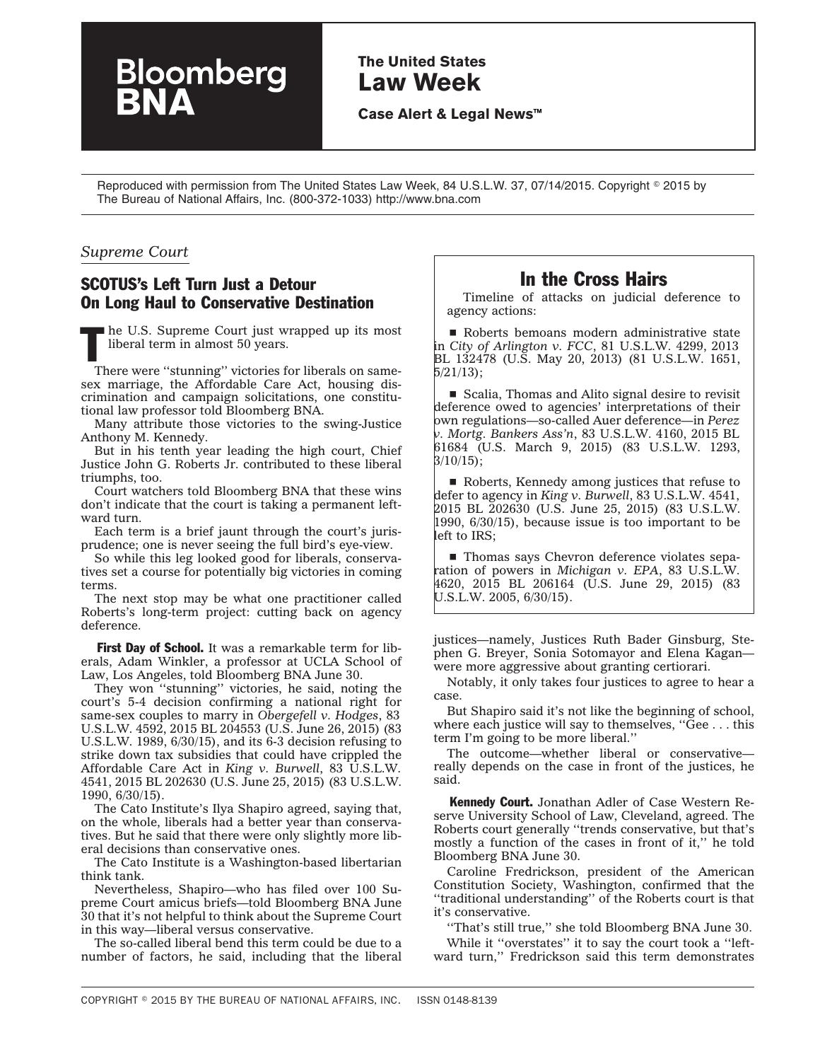Bloomberg BNA

**The United States Law Week**

**Case Alert & Legal News™**

Reproduced with permission from The United States Law Week, 84 U.S.L.W. 37, 07/14/2015. Copyright © 2015 by The Bureau of National Affairs, Inc. (800-372-1033) http://www.bna.com

*Supreme Court*

## SCOTUS's Left Turn Just a Detour On Long Haul to Conservative Destination

The U.S. Supreme Court just wrapped up its most liberal term in almost 50 years.

There were ''stunning'' victories for liberals on same-sex marriage, the Affordable Care Act, housing discrimination and campaign solicitations, one constitutional law professor told Bloomberg BNA.

Many attribute those victories to the swing-Justice Anthony M. Kennedy.

But in his tenth year leading the high court, Chief Justice John G. Roberts Jr. contributed to these liberal triumphs, too.

Court watchers told Bloomberg BNA that these wins don't indicate that the court is taking a permanent leftward turn.

Each term is a brief jaunt through the court's jurisprudence; one is never seeing the full bird's-eye-view.

So while this leg looked good for liberals, conservatives set a course for potentially big victories in coming terms.

The next stop may be what one practitioner called Roberts's long-term project: cutting back on agency deference.

**First Day of School.** It was a remarkable term for liberals, Adam Winkler, a professor at UCLA School of Law, Los Angeles, told Bloomberg BNA June 30.

They won ''stunning'' victories, he said, noting the court's 5-4 decision confirming a national right for same-sex couples to marry in *Obergefell v. Hodges*, 83 U.S.L.W. 4592, 2015 BL 204553 (U.S. June 26, 2015) (83 U.S.L.W. 1989, 6/30/15), and its 6-3 decision refusing to strike down tax subsidies that could have crippled the Affordable Care Act in *King v. Burwell*, 83 U.S.L.W. 4541, 2015 BL 202630 (U.S. June 25, 2015) (83 U.S.L.W. 1990, 6/30/15).

The Cato Institute's Ilya Shapiro agreed, saying that, on the whole, liberals had a better year than conservatives. But he said that there were only slightly more liberal decisions than conservative ones.

The Cato Institute is a Washington-based libertarian think tank.

Nevertheless, Shapiro—who has filed over 100 Supreme Court amicus briefs—told Bloomberg BNA June 30 that it's not helpful to think about the Supreme Court in this way—liberal versus conservative.

The so-called liberal bend this term could be due to a number of factors, he said, including that the liberal justices—namely, Justices Ruth Bader Ginsburg, Stephen G. Breyer, Sonia Sotomayor and Elena Kagan—were more aggressive about granting certiorari.

Notably, it only takes four justices to agree to hear a case.

But Shapiro said it's not like the beginning of school, where each justice will say to themselves, ''Gee . . . this term I'm going to be more liberal.''

The outcome—whether liberal or conservative—really depends on the case in front of the justices, he said.

**Kennedy Court.** Jonathan Adler of Case Western Reserve University School of Law, Cleveland, agreed. The Roberts court generally ''trends conservative, but that's mostly a function of the cases in front of it,'' he told Bloomberg BNA June 30.

Caroline Fredrickson, president of the American Constitution Society, Washington, confirmed that the ''traditional understanding'' of the Roberts court is that it's conservative.

''That's still true,'' she told Bloomberg BNA June 30.

While it ''overstates'' it to say the court took a ''leftward turn,'' Fredrickson said this term demonstrates

### In the Cross Hairs

Timeline of attacks on judicial deference to agency actions:

- Roberts bemoans modern administrative state in *City of Arlington v. FCC*, 81 U.S.L.W. 4299, 2013 BL 132478 (U.S. May 20, 2013) (81 U.S.L.W. 1651, 5/21/13);
- Scalia, Thomas and Alito signal desire to revisit deference owed to agencies' interpretations of their own regulations—so-called Auer deference—in *Perez v. Mortg. Bankers Ass'n*, 83 U.S.L.W. 4160, 2015 BL 61684 (U.S. March 9, 2015) (83 U.S.L.W. 1293, 3/10/15);
- Roberts, Kennedy among justices that refuse to defer to agency in *King v. Burwell*, 83 U.S.L.W. 4541, 2015 BL 202630 (U.S. June 25, 2015) (83 U.S.L.W. 1990, 6/30/15), because issue is too important to be left to IRS;
- Thomas says Chevron deference violates separation of powers in *Michigan v. EPA*, 83 U.S.L.W. 4620, 2015 BL 206164 (U.S. June 29, 2015) (83 U.S.L.W. 2005, 6/30/15).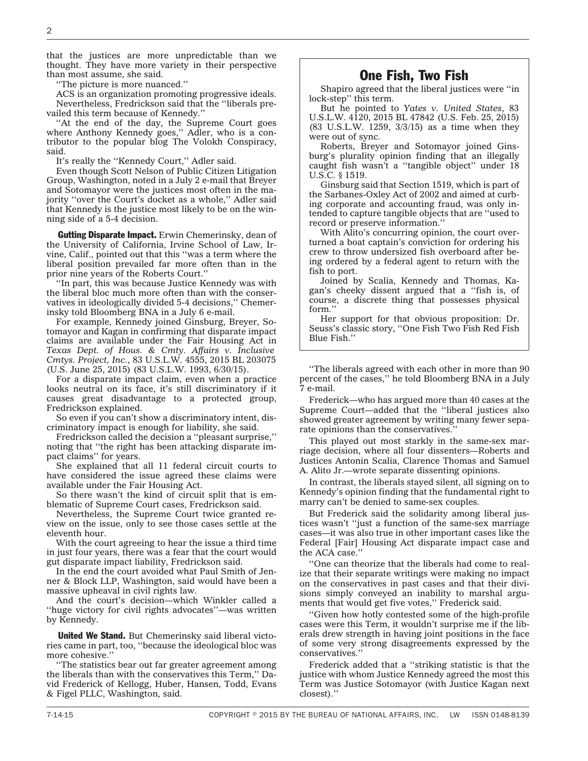that the justices are more unpredictable than we thought. They have more variety in their perspective than most assume, she said.

''The picture is more nuanced.''

ACS is an organization promoting progressive ideals. Nevertheless, Fredrickson said that the ''liberals prevailed this term because of Kennedy.''

''At the end of the day, the Supreme Court goes where Anthony Kennedy goes,'' Adler, who is a contributor to the popular blog The Volokh Conspiracy, said.

It's really the ''Kennedy Court,'' Adler said.

Even though Scott Nelson of Public Citizen Litigation Group, Washington, noted in a July 2 e-mail that Breyer and Sotomayor were the justices most often in the majority ''over the Court's docket as a whole,'' Adler said that Kennedy is the justice most likely to be on the winning side of a 5-4 decision.

**Gutting Disparate Impact.** Erwin Chemerinsky, dean of the University of California, Irvine School of Law, Irvine, Calif., pointed out that this ''was a term where the liberal position prevailed far more often than in the prior nine years of the Roberts Court.''

''In part, this was because Justice Kennedy was with the liberal bloc much more often than with the conservatives in ideologically divided 5-4 decisions,'' Chemerinsky told Bloomberg BNA in a July 6 e-mail.

For example, Kennedy joined Ginsburg, Breyer, Sotomayor and Kagan in confirming that disparate impact claims are available under the Fair Housing Act in *Texas Dept. of Hous. & Cmty. Affairs v. Inclusive Cmtys. Project, Inc.*, 83 U.S.L.W. 4555, 2015 BL 203075 (U.S. June 25, 2015) (83 U.S.L.W. 1993, 6/30/15).

For a disparate impact claim, even when a practice looks neutral on its face, it's still discriminatory if it causes great disadvantage to a protected group, Fredrickson explained.

So even if you can't show a discriminatory intent, discriminatory impact is enough for liability, she said.

Fredrickson called the decision a ''pleasant surprise,'' noting that ''the right has been attacking disparate impact claims'' for years.

She explained that all 11 federal circuit courts to have considered the issue agreed these claims were available under the Fair Housing Act.

So there wasn't the kind of circuit split that is emblematic of Supreme Court cases, Fredrickson said.

Nevertheless, the Supreme Court twice granted review on the issue, only to see those cases settle at the eleventh hour.

With the court agreeing to hear the issue a third time in just four years, there was a fear that the court would gut disparate impact liability, Fredrickson said.

In the end the court avoided what Paul Smith of Jenner & Block LLP, Washington, said would have been a massive upheaval in civil rights law.

And the court's decision—which Winkler called a ''huge victory for civil rights advocates''—was written by Kennedy.

**United We Stand.** But Chemerinsky said liberal victories came in part, too, ''because the ideological bloc was more cohesive.''

''The statistics bear out far greater agreement among the liberals than with the conservatives this Term,'' David Frederick of Kellogg, Huber, Hansen, Todd, Evans & Figel PLLC, Washington, said.

''The liberals agreed with each other in more than 90 percent of the cases,'' he told Bloomberg BNA in a July 7 e-mail.

Frederick—who has argued more than 40 cases at the Supreme Court—added that the ''liberal justices also showed greater agreement by writing many fewer separate opinions than the conservatives.''

This played out most starkly in the same-sex marriage decision, where all four dissenters—Roberts and Justices Antonin Scalia, Clarence Thomas and Samuel A. Alito Jr.—wrote separate dissenting opinions.

In contrast, the liberals stayed silent, all signing on to Kennedy's opinion finding that the fundamental right to marry can't be denied to same-sex couples.

But Frederick said the solidarity among liberal justices wasn't ''just a function of the same-sex marriage cases—it was also true in other important cases like the Federal [Fair] Housing Act disparate impact case and the ACA case.''

''One can theorize that the liberals had come to realize that their separate writings were making no impact on the conservatives in past cases and that their divisions simply conveyed an inability to marshal arguments that would get five votes,'' Frederick said.

''Given how hotly contested some of the high-profile cases were this Term, it wouldn't surprise me if the liberals drew strength in having joint positions in the face of some very strong disagreements expressed by the conservatives.''

Frederick added that a ''striking statistic is that the justice with whom Justice Kennedy agreed the most this Term was Justice Sotomayor (with Justice Kagan next closest).''

## One Fish, Two Fish

Shapiro agreed that the liberal justices were ''in lock-step'' this term.

But he pointed to *Yates v. United States*, 83 U.S.L.W. 4120, 2015 BL 47842 (U.S. Feb. 25, 2015) (83 U.S.L.W. 1259, 3/3/15) as a time when they were out of sync.

Roberts, Breyer and Sotomayor joined Ginsburg's plurality opinion finding that an illegally caught fish wasn't a ''tangible object'' under 18 U.S.C. § 1519.

Ginsburg said that Section 1519, which is part of the Sarbanes-Oxley Act of 2002 and aimed at curbing corporate and accounting fraud, was only intended to capture tangible objects that are ''used to record or preserve information.''

With Alito's concurring opinion, the court overturned a boat captain's conviction for ordering his crew to throw undersized fish overboard after being ordered by a federal agent to return with the fish to port.

Joined by Scalia, Kennedy and Thomas, Kagan's cheeky dissent argued that a ''fish is, of course, a discrete thing that possesses physical form.''

Her support for that obvious proposition: Dr. Seuss's classic story, ''One Fish Two Fish Red Fish Blue Fish.''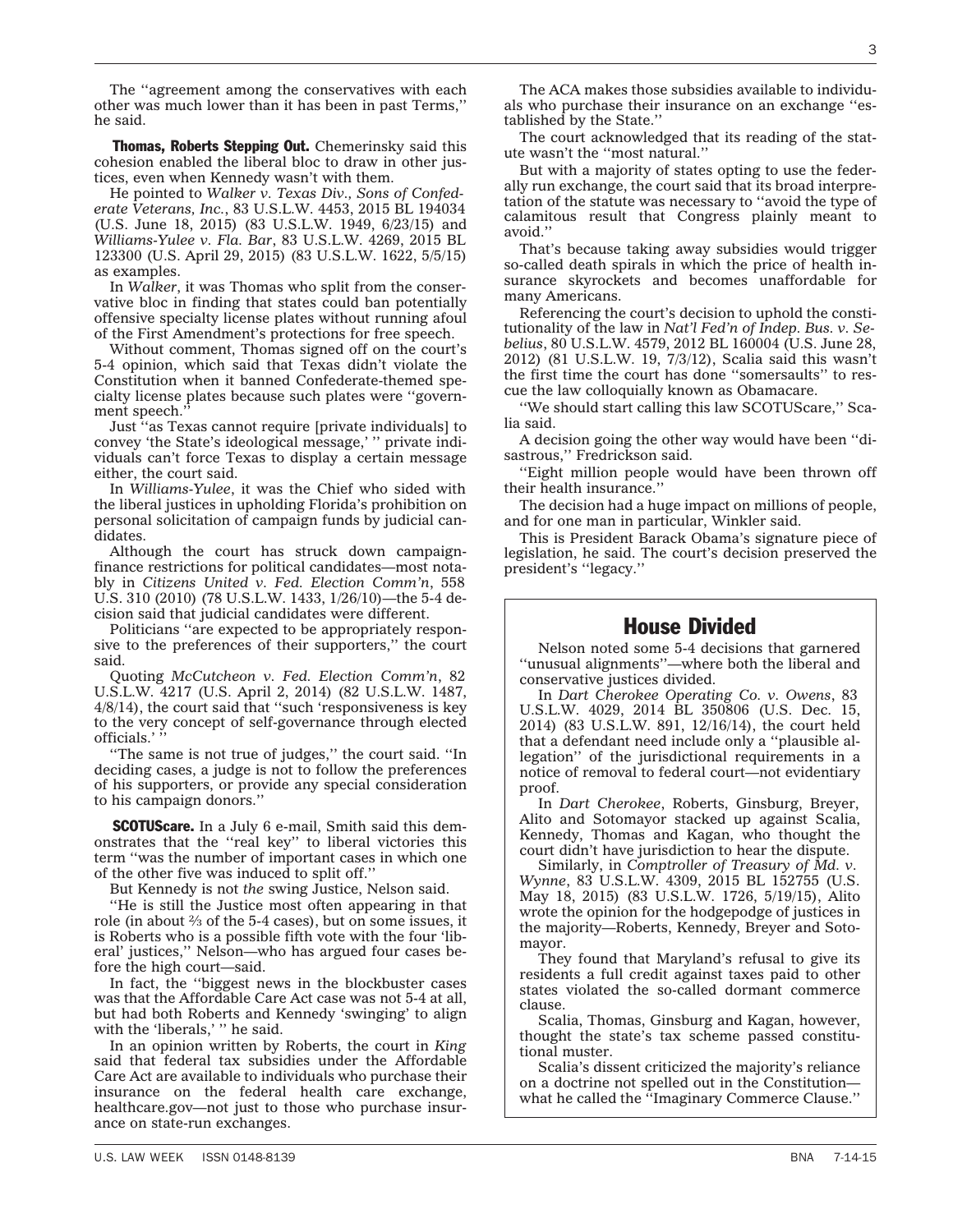The ''agreement among the conservatives with each other was much lower than it has been in past Terms,'' he said.

**Thomas, Roberts Stepping Out.** Chemerinsky said this cohesion enabled the liberal bloc to draw in other justices, even when Kennedy wasn't with them.

He pointed to *Walker v. Texas Div., Sons of Confederate Veterans, Inc.*, 83 U.S.L.W. 4453, 2015 BL 194034 (U.S. June 18, 2015) (83 U.S.L.W. 1949, 6/23/15) and *Williams-Yulee v. Fla. Bar*, 83 U.S.L.W. 4269, 2015 BL 123300 (U.S. April 29, 2015) (83 U.S.L.W. 1622, 5/5/15) as examples.

In *Walker*, it was Thomas who split from the conservative bloc in finding that states could ban potentially offensive specialty license plates without running afoul of the First Amendment's protections for free speech.

Without comment, Thomas signed off on the court's 5-4 opinion, which said that Texas didn't violate the Constitution when it banned Confederate-themed specialty license plates because such plates were ''government speech.''

Just ''as Texas cannot require [private individuals] to convey 'the State's ideological message,' '' private individuals can't force Texas to display a certain message either, the court said.

In *Williams-Yulee*, it was the Chief who sided with the liberal justices in upholding Florida's prohibition on personal solicitation of campaign funds by judicial candidates.

Although the court has struck down campaign-finance restrictions for political candidates—most notably in *Citizens United v. Fed. Election Comm'n*, 558 U.S. 310 (2010) (78 U.S.L.W. 1433, 1/26/10)—the 5-4 decision said that judicial candidates were different.

Politicians ''are expected to be appropriately responsive to the preferences of their supporters,'' the court said.

Quoting *McCutcheon v. Fed. Election Comm'n*, 82 U.S.L.W. 4217 (U.S. April 2, 2014) (82 U.S.L.W. 1487, 4/8/14), the court said that ''such 'responsiveness is key to the very concept of self-governance through elected officials.' ''

''The same is not true of judges,'' the court said. ''In deciding cases, a judge is not to follow the preferences of his supporters, or provide any special consideration to his campaign donors.''

**SCOTUScare.** In a July 6 e-mail, Smith said this demonstrates that the ''real key'' to liberal victories this term ''was the number of important cases in which one of the other five was induced to split off.''

But Kennedy is not *the* swing Justice, Nelson said.

''He is still the Justice most often appearing in that role (in about ⅔ of the 5-4 cases), but on some issues, it is Roberts who is a possible fifth vote with the four 'liberal' justices,'' Nelson—who has argued four cases before the high court—said.

In fact, the ''biggest news in the blockbuster cases was that the Affordable Care Act case was not 5-4 at all, but had both Roberts and Kennedy 'swinging' to align with the 'liberals,' '' he said.

In an opinion written by Roberts, the court in *King* said that federal tax subsidies under the Affordable Care Act are available to individuals who purchase their insurance on the federal health care exchange, healthcare.gov—not just to those who purchase insurance on state-run exchanges.

The ACA makes those subsidies available to individuals who purchase their insurance on an exchange ''established by the State.''

The court acknowledged that its reading of the statute wasn't the ''most natural.''

But with a majority of states opting to use the federally run exchange, the court said that its broad interpretation of the statute was necessary to ''avoid the type of calamitous result that Congress plainly meant to avoid.''

That's because taking away subsidies would trigger so-called death spirals in which the price of health insurance skyrockets and becomes unaffordable for many Americans.

Referencing the court's decision to uphold the constitutionality of the law in *Nat'l Fed'n of Indep. Bus. v. Sebelius*, 80 U.S.L.W. 4579, 2012 BL 160004 (U.S. June 28, 2012) (81 U.S.L.W. 19, 7/3/12), Scalia said this wasn't the first time the court has done ''somersaults'' to rescue the law colloquially known as Obamacare.

''We should start calling this law SCOTUScare,'' Scalia said.

A decision going the other way would have been ''disastrous,'' Fredrickson said.

''Eight million people would have been thrown off their health insurance.''

The decision had a huge impact on millions of people, and for one man in particular, Winkler said.

This is President Barack Obama's signature piece of legislation, he said. The court's decision preserved the president's ''legacy.''

## House Divided

Nelson noted some 5-4 decisions that garnered ''unusual alignments''—where both the liberal and conservative justices divided.

In *Dart Cherokee Operating Co. v. Owens*, 83 U.S.L.W. 4029, 2014 BL 350806 (U.S. Dec. 15, 2014) (83 U.S.L.W. 891, 12/16/14), the court held that a defendant need include only a ''plausible allegation'' of the jurisdictional requirements in a notice of removal to federal court—not evidentiary proof.

In *Dart Cherokee*, Roberts, Ginsburg, Breyer, Alito and Sotomayor stacked up against Scalia, Kennedy, Thomas and Kagan, who thought the court didn't have jurisdiction to hear the dispute.

Similarly, in *Comptroller of Treasury of Md. v. Wynne*, 83 U.S.L.W. 4309, 2015 BL 152755 (U.S. May 18, 2015) (83 U.S.L.W. 1726, 5/19/15), Alito wrote the opinion for the hodgepodge of justices in the majority—Roberts, Kennedy, Breyer and Sotomayor.

They found that Maryland's refusal to give its residents a full credit against taxes paid to other states violated the so-called dormant commerce clause.

Scalia, Thomas, Ginsburg and Kagan, however, thought the state's tax scheme passed constitutional muster.

Scalia's dissent criticized the majority's reliance on a doctrine not spelled out in the Constitution—what he called the ''Imaginary Commerce Clause.''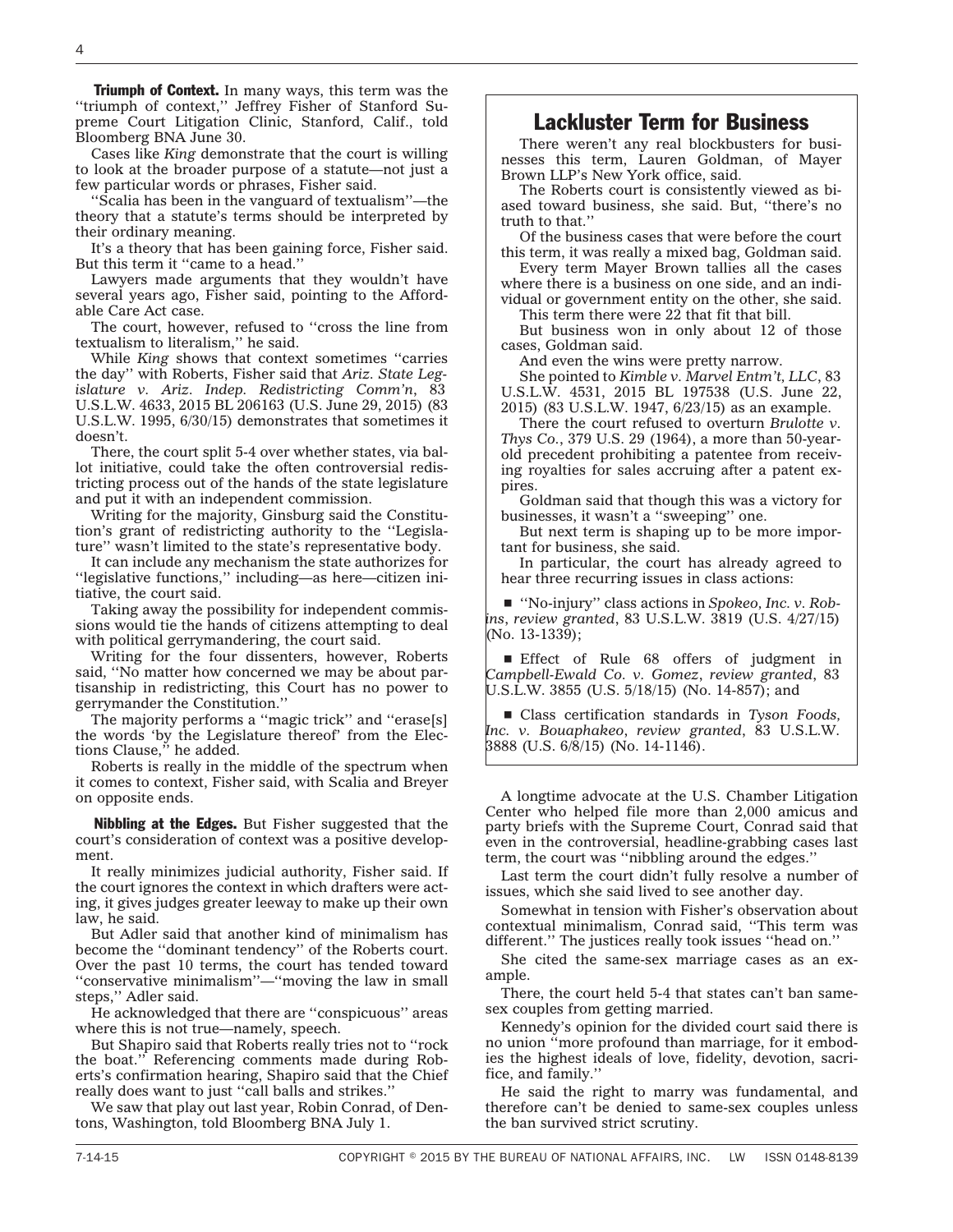**Triumph of Context.** In many ways, this term was the ''triumph of context,'' Jeffrey Fisher of Stanford Supreme Court Litigation Clinic, Stanford, Calif., told Bloomberg BNA June 30.

Cases like *King* demonstrate that the court is willing to look at the broader purpose of a statute—not just a few particular words or phrases, Fisher said.

''Scalia has been in the vanguard of textualism''—the theory that a statute's terms should be interpreted by their ordinary meaning.

It's a theory that has been gaining force, Fisher said. But this term it ''came to a head.''

Lawyers made arguments that they wouldn't have several years ago, Fisher said, pointing to the Affordable Care Act case.

The court, however, refused to ''cross the line from textualism to literalism,'' he said.

While *King* shows that context sometimes ''carries the day'' with Roberts, Fisher said that *Ariz. State Legislature v. Ariz. Indep. Redistricting Comm'n*, 83 U.S.L.W. 4633, 2015 BL 206163 (U.S. June 29, 2015) (83 U.S.L.W. 1995, 6/30/15) demonstrates that sometimes it doesn't.

There, the court split 5-4 over whether states, via ballot initiative, could take the often controversial redistricting process out of the hands of the state legislature and put it with an independent commission.

Writing for the majority, Ginsburg said the Constitution's grant of redistricting authority to the ''Legislature'' wasn't limited to the state's representative body.

It can include any mechanism the state authorizes for ''legislative functions,'' including—as here—citizen initiative, the court said.

Taking away the possibility for independent commissions would tie the hands of citizens attempting to deal with political gerrymandering, the court said.

Writing for the four dissenters, however, Roberts said, ''No matter how concerned we may be about partisanship in redistricting, this Court has no power to gerrymander the Constitution.''

The majority performs a ''magic trick'' and ''erase[s] the words 'by the Legislature thereof' from the Elections Clause,'' he added.

Roberts is really in the middle of the spectrum when it comes to context, Fisher said, with Scalia and Breyer on opposite ends.

**Nibbling at the Edges.** But Fisher suggested that the court's consideration of context was a positive development.

It really minimizes judicial authority, Fisher said. If the court ignores the context in which drafters were acting, it gives judges greater leeway to make up their own law, he said.

But Adler said that another kind of minimalism has become the ''dominant tendency'' of the Roberts court. Over the past 10 terms, the court has tended toward ''conservative minimalism''—''moving the law in small steps,'' Adler said.

He acknowledged that there are ''conspicuous'' areas where this is not true—namely, speech.

But Shapiro said that Roberts really tries not to ''rock the boat.'' Referencing comments made during Roberts's confirmation hearing, Shapiro said that the Chief really does want to just ''call balls and strikes.''

We saw that play out last year, Robin Conrad, of Dentons, Washington, told Bloomberg BNA July 1.

## Lackluster Term for Business

There weren't any real blockbusters for businesses this term, Lauren Goldman, of Mayer Brown LLP's New York office, said.

The Roberts court is consistently viewed as biased toward business, she said. But, ''there's no truth to that.''

Of the business cases that were before the court this term, it was really a mixed bag, Goldman said.

Every term Mayer Brown tallies all the cases where there is a business on one side, and an individual or government entity on the other, she said.

This term there were 22 that fit that bill.

But business won in only about 12 of those cases, Goldman said.

And even the wins were pretty narrow.

She pointed to *Kimble v. Marvel Entm't, LLC*, 83 U.S.L.W. 4531, 2015 BL 197538 (U.S. June 22, 2015) (83 U.S.L.W. 1947, 6/23/15) as an example.

There the court refused to overturn *Brulotte v. Thys Co.*, 379 U.S. 29 (1964), a more than 50-year-old precedent prohibiting a patentee from receiving royalties for sales accruing after a patent expires.

Goldman said that though this was a victory for businesses, it wasn't a ''sweeping'' one.

But next term is shaping up to be more important for business, she said.

In particular, the court has already agreed to hear three recurring issues in class actions:

- ''No-injury'' class actions in *Spokeo, Inc. v. Robins*, *review granted*, 83 U.S.L.W. 3819 (U.S. 4/27/15) (No. 13-1339);
- Effect of Rule 68 offers of judgment in *Campbell-Ewald Co. v. Gomez*, *review granted*, 83 U.S.L.W. 3855 (U.S. 5/18/15) (No. 14-857); and
- Class certification standards in *Tyson Foods, Inc. v. Bouaphakeo*, *review granted*, 83 U.S.L.W. 3888 (U.S. 6/8/15) (No. 14-1146).

A longtime advocate at the U.S. Chamber Litigation Center who helped file more than 2,000 amicus and party briefs with the Supreme Court, Conrad said that even in the controversial, headline-grabbing cases last term, the court was ''nibbling around the edges.''

Last term the court didn't fully resolve a number of issues, which she said lived to see another day.

Somewhat in tension with Fisher's observation about contextual minimalism, Conrad said, ''This term was different.'' The justices really took issues ''head on.''

She cited the same-sex marriage cases as an example.

There, the court held 5-4 that states can't ban same-sex couples from getting married.

Kennedy's opinion for the divided court said there is no union ''more profound than marriage, for it embodies the highest ideals of love, fidelity, devotion, sacrifice, and family.''

He said the right to marry was fundamental, and therefore can't be denied to same-sex couples unless the ban survived strict scrutiny.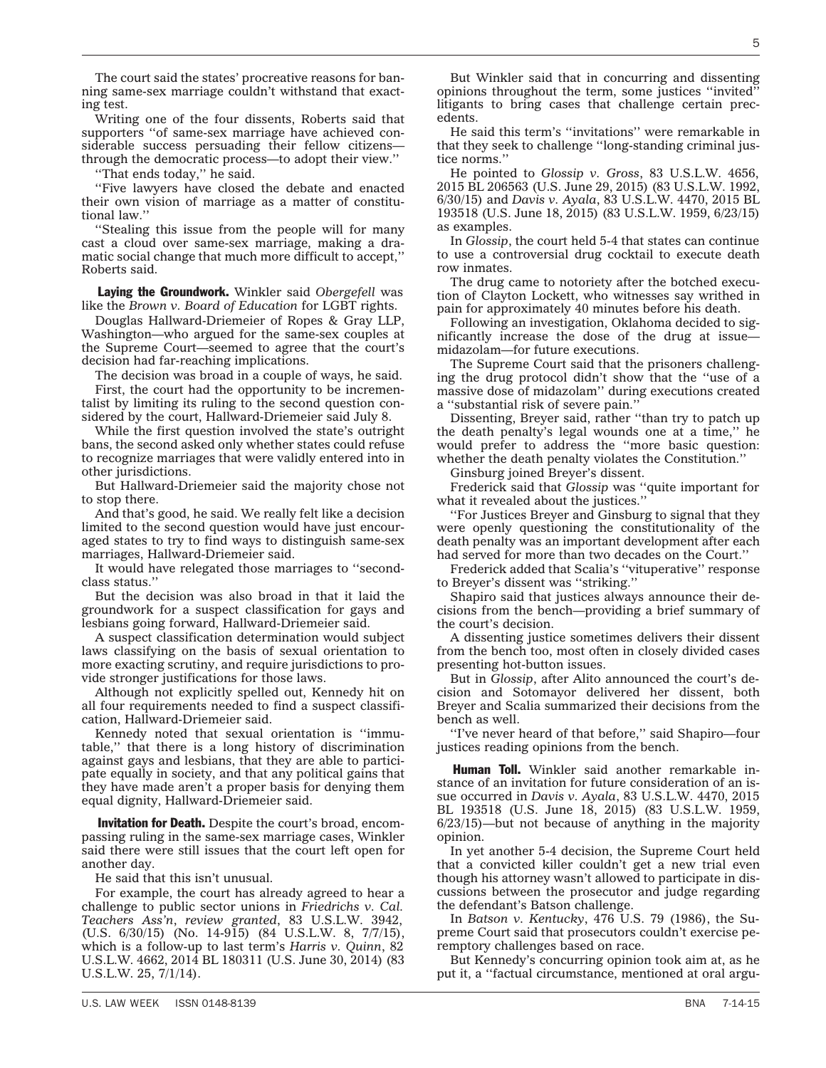The court said the states' procreative reasons for banning same-sex marriage couldn't withstand that exacting test.

Writing one of the four dissents, Roberts said that supporters ''of same-sex marriage have achieved considerable success persuading their fellow citizens—through the democratic process—to adopt their view.''

''That ends today,'' he said.

''Five lawyers have closed the debate and enacted their own vision of marriage as a matter of constitutional law.''

''Stealing this issue from the people will for many cast a cloud over same-sex marriage, making a dramatic social change that much more difficult to accept,'' Roberts said.

**Laying the Groundwork.** Winkler said *Obergefell* was like the *Brown v. Board of Education* for LGBT rights.

Douglas Hallward-Driemeier of Ropes & Gray LLP, Washington—who argued for the same-sex couples at the Supreme Court—seemed to agree that the court's decision had far-reaching implications.

The decision was broad in a couple of ways, he said.

First, the court had the opportunity to be incrementalist by limiting its ruling to the second question considered by the court, Hallward-Driemeier said July 8.

While the first question involved the state's outright bans, the second asked only whether states could refuse to recognize marriages that were validly entered into in other jurisdictions.

But Hallward-Driemeier said the majority chose not to stop there.

And that's good, he said. We really felt like a decision limited to the second question would have just encouraged states to try to find ways to distinguish same-sex marriages, Hallward-Driemeier said.

It would have relegated those marriages to ''second-class status.''

But the decision was also broad in that it laid the groundwork for a suspect classification for gays and lesbians going forward, Hallward-Driemeier said.

A suspect classification determination would subject laws classifying on the basis of sexual orientation to more exacting scrutiny, and require jurisdictions to provide stronger justifications for those laws.

Although not explicitly spelled out, Kennedy hit on all four requirements needed to find a suspect classification, Hallward-Driemeier said.

Kennedy noted that sexual orientation is ''immutable,'' that there is a long history of discrimination against gays and lesbians, that they are able to participate equally in society, and that any political gains that they have made aren't a proper basis for denying them equal dignity, Hallward-Driemeier said.

**Invitation for Death.** Despite the court's broad, encompassing ruling in the same-sex marriage cases, Winkler said there were still issues that the court left open for another day.

He said that this isn't unusual.

For example, the court has already agreed to hear a challenge to public sector unions in *Friedrichs v. Cal. Teachers Ass'n*, *review granted*, 83 U.S.L.W. 3942, (U.S. 6/30/15) (No. 14-915) (84 U.S.L.W. 8, 7/7/15), which is a follow-up to last term's *Harris v. Quinn*, 82 U.S.L.W. 4662, 2014 BL 180311 (U.S. June 30, 2014) (83 U.S.L.W. 25, 7/1/14).

But Winkler said that in concurring and dissenting opinions throughout the term, some justices ''invited'' litigants to bring cases that challenge certain precedents.

He said this term's ''invitations'' were remarkable in that they seek to challenge ''long-standing criminal justice norms.''

He pointed to *Glossip v. Gross*, 83 U.S.L.W. 4656, 2015 BL 206563 (U.S. June 29, 2015) (83 U.S.L.W. 1992, 6/30/15) and *Davis v. Ayala*, 83 U.S.L.W. 4470, 2015 BL 193518 (U.S. June 18, 2015) (83 U.S.L.W. 1959, 6/23/15) as examples.

In *Glossip*, the court held 5-4 that states can continue to use a controversial drug cocktail to execute death row inmates.

The drug came to notoriety after the botched execution of Clayton Lockett, who witnesses say writhed in pain for approximately 40 minutes before his death.

Following an investigation, Oklahoma decided to significantly increase the dose of the drug at issue—midazolam—for future executions.

The Supreme Court said that the prisoners challenging the drug protocol didn't show that the ''use of a massive dose of midazolam'' during executions created a ''substantial risk of severe pain.''

Dissenting, Breyer said, rather ''than try to patch up the death penalty's legal wounds one at a time,'' he would prefer to address the ''more basic question: whether the death penalty violates the Constitution.''

Ginsburg joined Breyer's dissent.

Frederick said that *Glossip* was ''quite important for what it revealed about the justices.''

''For Justices Breyer and Ginsburg to signal that they were openly questioning the constitutionality of the death penalty was an important development after each had served for more than two decades on the Court.''

Frederick added that Scalia's ''vituperative'' response to Breyer's dissent was ''striking.''

Shapiro said that justices always announce their decisions from the bench—providing a brief summary of the court's decision.

A dissenting justice sometimes delivers their dissent from the bench too, most often in closely divided cases presenting hot-button issues.

But in *Glossip*, after Alito announced the court's decision and Sotomayor delivered her dissent, both Breyer and Scalia summarized their decisions from the bench as well.

''I've never heard of that before,'' said Shapiro—four justices reading opinions from the bench.

**Human Toll.** Winkler said another remarkable instance of an invitation for future consideration of an issue occurred in *Davis v. Ayala*, 83 U.S.L.W. 4470, 2015 BL 193518 (U.S. June 18, 2015) (83 U.S.L.W. 1959, 6/23/15)—but not because of anything in the majority opinion.

In yet another 5-4 decision, the Supreme Court held that a convicted killer couldn't get a new trial even though his attorney wasn't allowed to participate in discussions between the prosecutor and judge regarding the defendant's Batson challenge.

In *Batson v. Kentucky*, 476 U.S. 79 (1986), the Supreme Court said that prosecutors couldn't exercise peremptory challenges based on race.

But Kennedy's concurring opinion took aim at, as he put it, a ''factual circumstance, mentioned at oral argu-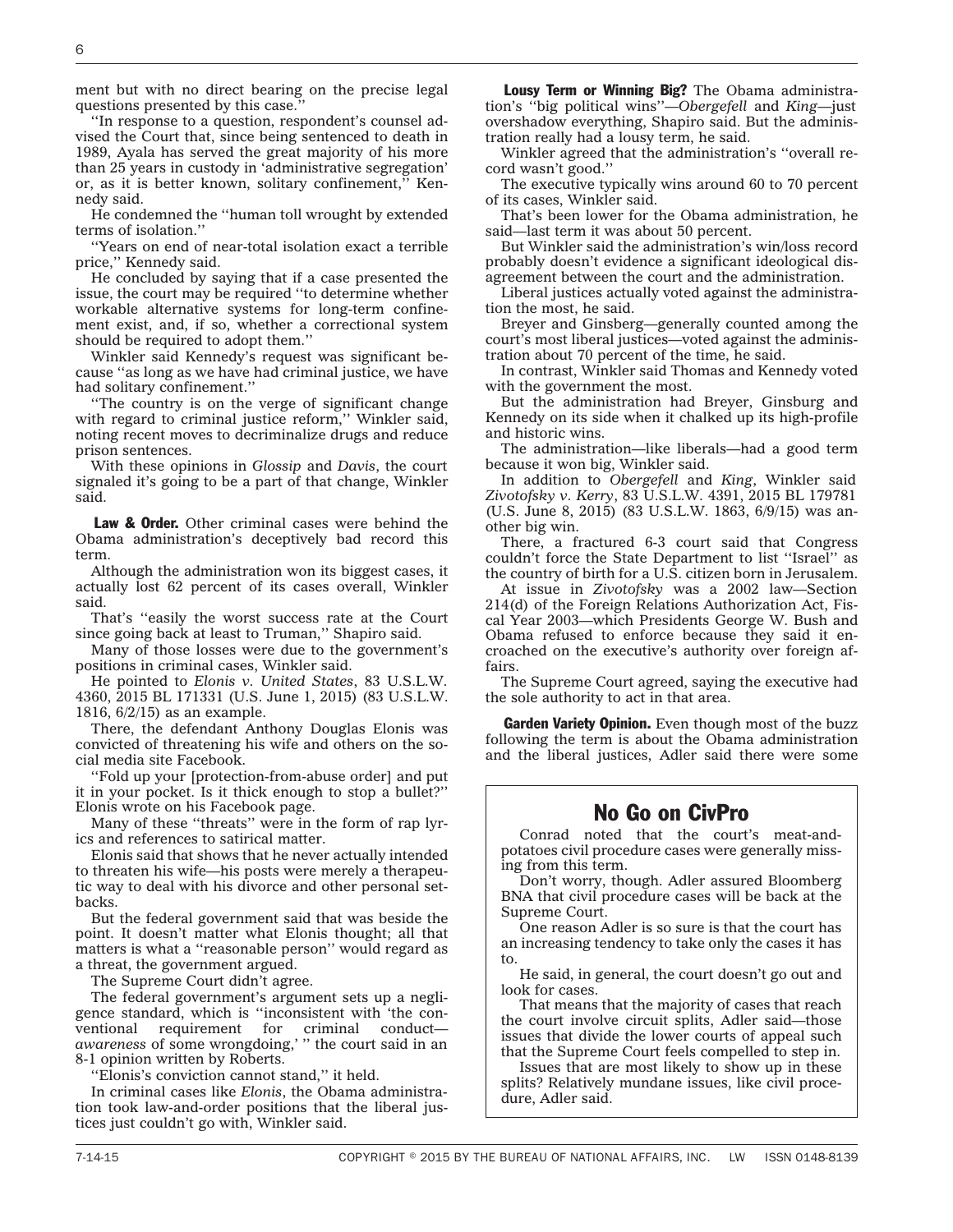ment but with no direct bearing on the precise legal questions presented by this case.''

''In response to a question, respondent's counsel advised the Court that, since being sentenced to death in 1989, Ayala has served the great majority of his more than 25 years in custody in 'administrative segregation' or, as it is better known, solitary confinement,'' Kennedy said.

He condemned the ''human toll wrought by extended terms of isolation.''

''Years on end of near-total isolation exact a terrible price,'' Kennedy said.

He concluded by saying that if a case presented the issue, the court may be required ''to determine whether workable alternative systems for long-term confinement exist, and, if so, whether a correctional system should be required to adopt them.''

Winkler said Kennedy's request was significant because ''as long as we have had criminal justice, we have had solitary confinement.''

''The country is on the verge of significant change with regard to criminal justice reform,'' Winkler said, noting recent moves to decriminalize drugs and reduce prison sentences.

With these opinions in *Glossip* and *Davis*, the court signaled it's going to be a part of that change, Winkler said.

**Law & Order.** Other criminal cases were behind the Obama administration's deceptively bad record this term.

Although the administration won its biggest cases, it actually lost 62 percent of its cases overall, Winkler said.

That's ''easily the worst success rate at the Court since going back at least to Truman,'' Shapiro said.

Many of those losses were due to the government's positions in criminal cases, Winkler said.

He pointed to *Elonis v. United States*, 83 U.S.L.W. 4360, 2015 BL 171331 (U.S. June 1, 2015) (83 U.S.L.W. 1816, 6/2/15) as an example.

There, the defendant Anthony Douglas Elonis was convicted of threatening his wife and others on the social media site Facebook.

''Fold up your [protection-from-abuse order] and put it in your pocket. Is it thick enough to stop a bullet?'' Elonis wrote on his Facebook page.

Many of these ''threats'' were in the form of rap lyrics and references to satirical matter.

Elonis said that shows that he never actually intended to threaten his wife—his posts were merely a therapeutic way to deal with his divorce and other personal setbacks.

But the federal government said that was beside the point. It doesn't matter what Elonis thought; all that matters is what a ''reasonable person'' would regard as a threat, the government argued.

The Supreme Court didn't agree.

The federal government's argument sets up a negligence standard, which is ''inconsistent with 'the conventional requirement for criminal conduct—*awareness* of some wrongdoing,' '' the court said in an 8-1 opinion written by Roberts.

''Elonis's conviction cannot stand,'' it held.

In criminal cases like *Elonis*, the Obama administration took law-and-order positions that the liberal justices just couldn't go with, Winkler said.

**Lousy Term or Winning Big?** The Obama administration's ''big political wins''—*Obergefell* and *King*—just overshadow everything, Shapiro said. But the administration really had a lousy term, he said.

Winkler agreed that the administration's ''overall record wasn't good.''

The executive typically wins around 60 to 70 percent of its cases, Winkler said.

That's been lower for the Obama administration, he said—last term it was about 50 percent.

But Winkler said the administration's win/loss record probably doesn't evidence a significant ideological disagreement between the court and the administration.

Liberal justices actually voted against the administration the most, he said.

Breyer and Ginsberg—generally counted among the court's most liberal justices—voted against the administration about 70 percent of the time, he said.

In contrast, Winkler said Thomas and Kennedy voted with the government the most.

But the administration had Breyer, Ginsburg and Kennedy on its side when it chalked up its high-profile and historic wins.

The administration—like liberals—had a good term because it won big, Winkler said.

In addition to *Obergefell* and *King*, Winkler said *Zivotofsky v. Kerry*, 83 U.S.L.W. 4391, 2015 BL 179781 (U.S. June 8, 2015) (83 U.S.L.W. 1863, 6/9/15) was another big win.

There, a fractured 6-3 court said that Congress couldn't force the State Department to list ''Israel'' as the country of birth for a U.S. citizen born in Jerusalem.

At issue in *Zivotofsky* was a 2002 law—Section 214(d) of the Foreign Relations Authorization Act, Fiscal Year 2003—which Presidents George W. Bush and Obama refused to enforce because they said it encroached on the executive's authority over foreign affairs.

The Supreme Court agreed, saying the executive had the sole authority to act in that area.

**Garden Variety Opinion.** Even though most of the buzz following the term is about the Obama administration and the liberal justices, Adler said there were some

## No Go on CivPro

Conrad noted that the court's meat-and-potatoes civil procedure cases were generally missing from this term.

Don't worry, though. Adler assured Bloomberg BNA that civil procedure cases will be back at the Supreme Court.

One reason Adler is so sure is that the court has an increasing tendency to take only the cases it has to.

He said, in general, the court doesn't go out and look for cases.

That means that the majority of cases that reach the court involve circuit splits, Adler said—those issues that divide the lower courts of appeal such that the Supreme Court feels compelled to step in.

Issues that are most likely to show up in these splits? Relatively mundane issues, like civil procedure, Adler said.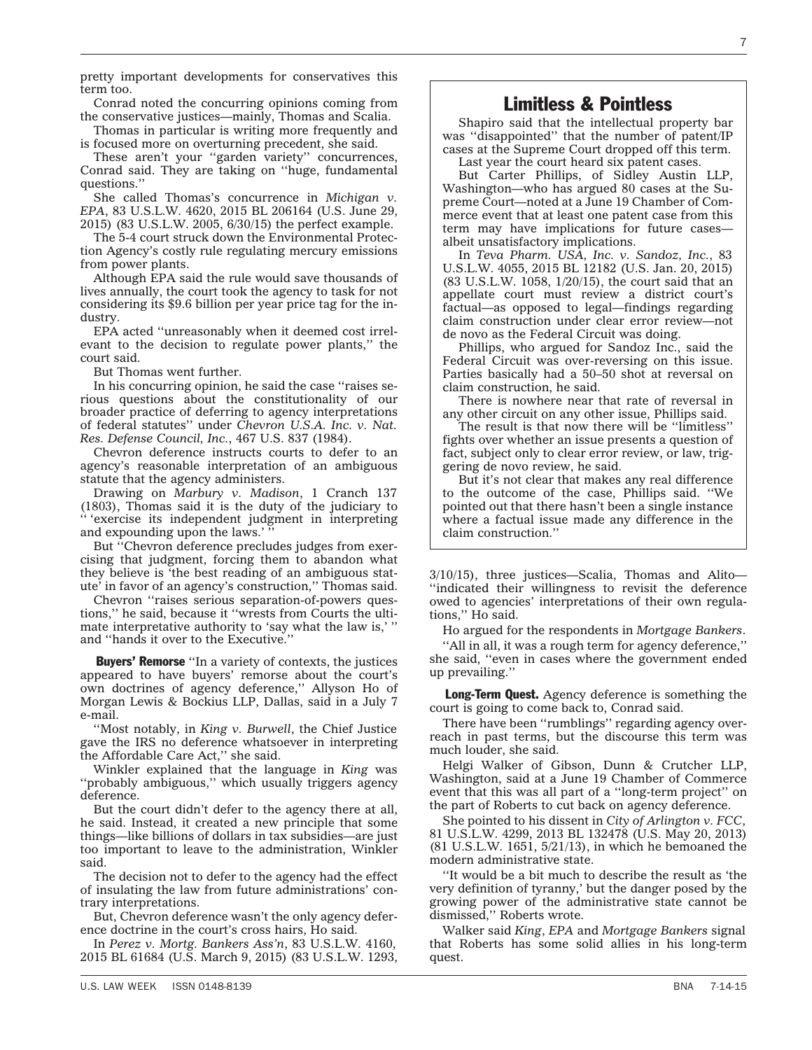pretty important developments for conservatives this term too.

Conrad noted the concurring opinions coming from the conservative justices—mainly, Thomas and Scalia.

Thomas in particular is writing more frequently and is focused more on overturning precedent, she said.

These aren't your ''garden variety'' concurrences, Conrad said. They are taking on ''huge, fundamental questions.''

She called Thomas's concurrence in *Michigan v. EPA*, 83 U.S.L.W. 4620, 2015 BL 206164 (U.S. June 29, 2015) (83 U.S.L.W. 2005, 6/30/15) the perfect example.

The 5-4 court struck down the Environmental Protection Agency's costly rule regulating mercury emissions from power plants.

Although EPA said the rule would save thousands of lives annually, the court took the agency to task for not considering its $9.6 billion per year price tag for the industry.

EPA acted ''unreasonably when it deemed cost irrelevant to the decision to regulate power plants,'' the court said.

But Thomas went further.

In his concurring opinion, he said the case ''raises serious questions about the constitutionality of our broader practice of deferring to agency interpretations of federal statutes'' under *Chevron U.S.A. Inc. v. Nat. Res. Defense Council, Inc.*, 467 U.S. 837 (1984).

Chevron deference instructs courts to defer to an agency's reasonable interpretation of an ambiguous statute that the agency administers.

Drawing on *Marbury v. Madison*, 1 Cranch 137 (1803), Thomas said it is the duty of the judiciary to '' 'exercise its independent judgment in interpreting and expounding upon the laws.' ''

But ''Chevron deference precludes judges from exercising that judgment, forcing them to abandon what they believe is 'the best reading of an ambiguous statute' in favor of an agency's construction,'' Thomas said.

Chevron ''raises serious separation-of-powers questions,'' he said, because it ''wrests from Courts the ultimate interpretative authority to 'say what the law is,' '' and ''hands it over to the Executive.''

**Buyers' Remorse** ''In a variety of contexts, the justices appeared to have buyers' remorse about the court's own doctrines of agency deference,'' Allyson Ho of Morgan Lewis & Bockius LLP, Dallas, said in a July 7 e-mail.

''Most notably, in *King v. Burwell*, the Chief Justice gave the IRS no deference whatsoever in interpreting the Affordable Care Act,'' she said.

Winkler explained that the language in *King* was ''probably ambiguous,'' which usually triggers agency deference.

But the court didn't defer to the agency there at all, he said. Instead, it created a new principle that some things—like billions of dollars in tax subsidies—are just too important to leave to the administration, Winkler said.

The decision not to defer to the agency had the effect of insulating the law from future administrations' contrary interpretations.

But, Chevron deference wasn't the only agency deference doctrine in the court's cross hairs, Ho said.

In *Perez v. Mortg. Bankers Ass'n*, 83 U.S.L.W. 4160, 2015 BL 61684 (U.S. March 9, 2015) (83 U.S.L.W. 1293, 3/10/15), three justices—Scalia, Thomas and Alito—''indicated their willingness to revisit the deference owed to agencies' interpretations of their own regulations,'' Ho said.

Ho argued for the respondents in *Mortgage Bankers*.

''All in all, it was a rough term for agency deference,'' she said, ''even in cases where the government ended up prevailing.''

**Long-Term Quest.** Agency deference is something the court is going to come back to, Conrad said.

There have been ''rumblings'' regarding agency overreach in past terms, but the discourse this term was much louder, she said.

Helgi Walker of Gibson, Dunn & Crutcher LLP, Washington, said at a June 19 Chamber of Commerce event that this was all part of a ''long-term project'' on the part of Roberts to cut back on agency deference.

She pointed to his dissent in *City of Arlington v. FCC*, 81 U.S.L.W. 4299, 2013 BL 132478 (U.S. May 20, 2013) (81 U.S.L.W. 1651, 5/21/13), in which he bemoaned the modern administrative state.

''It would be a bit much to describe the result as 'the very definition of tyranny,' but the danger posed by the growing power of the administrative state cannot be dismissed,'' Roberts wrote.

Walker said *King*, *EPA* and *Mortgage Bankers* signal that Roberts has some solid allies in his long-term quest.

## Limitless & Pointless

Shapiro said that the intellectual property bar was ''disappointed'' that the number of patent/IP cases at the Supreme Court dropped off this term.

Last year the court heard six patent cases.

But Carter Phillips, of Sidley Austin LLP, Washington—who has argued 80 cases at the Supreme Court—noted at a June 19 Chamber of Commerce event that at least one patent case from this term may have implications for future cases—albeit unsatisfactory implications.

In *Teva Pharm. USA, Inc. v. Sandoz, Inc.*, 83 U.S.L.W. 4055, 2015 BL 12182 (U.S. Jan. 20, 2015) (83 U.S.L.W. 1058, 1/20/15), the court said that an appellate court must review a district court's factual—as opposed to legal—findings regarding claim construction under clear error review—not de novo as the Federal Circuit was doing.

Phillips, who argued for Sandoz Inc., said the Federal Circuit was over-reversing on this issue. Parties basically had a 50–50 shot at reversal on claim construction, he said.

There is nowhere near that rate of reversal in any other circuit on any other issue, Phillips said.

The result is that now there will be ''limitless'' fights over whether an issue presents a question of fact, subject only to clear error review, or law, triggering de novo review, he said.

But it's not clear that makes any real difference to the outcome of the case, Phillips said. ''We pointed out that there hasn't been a single instance where a factual issue made any difference in the claim construction.''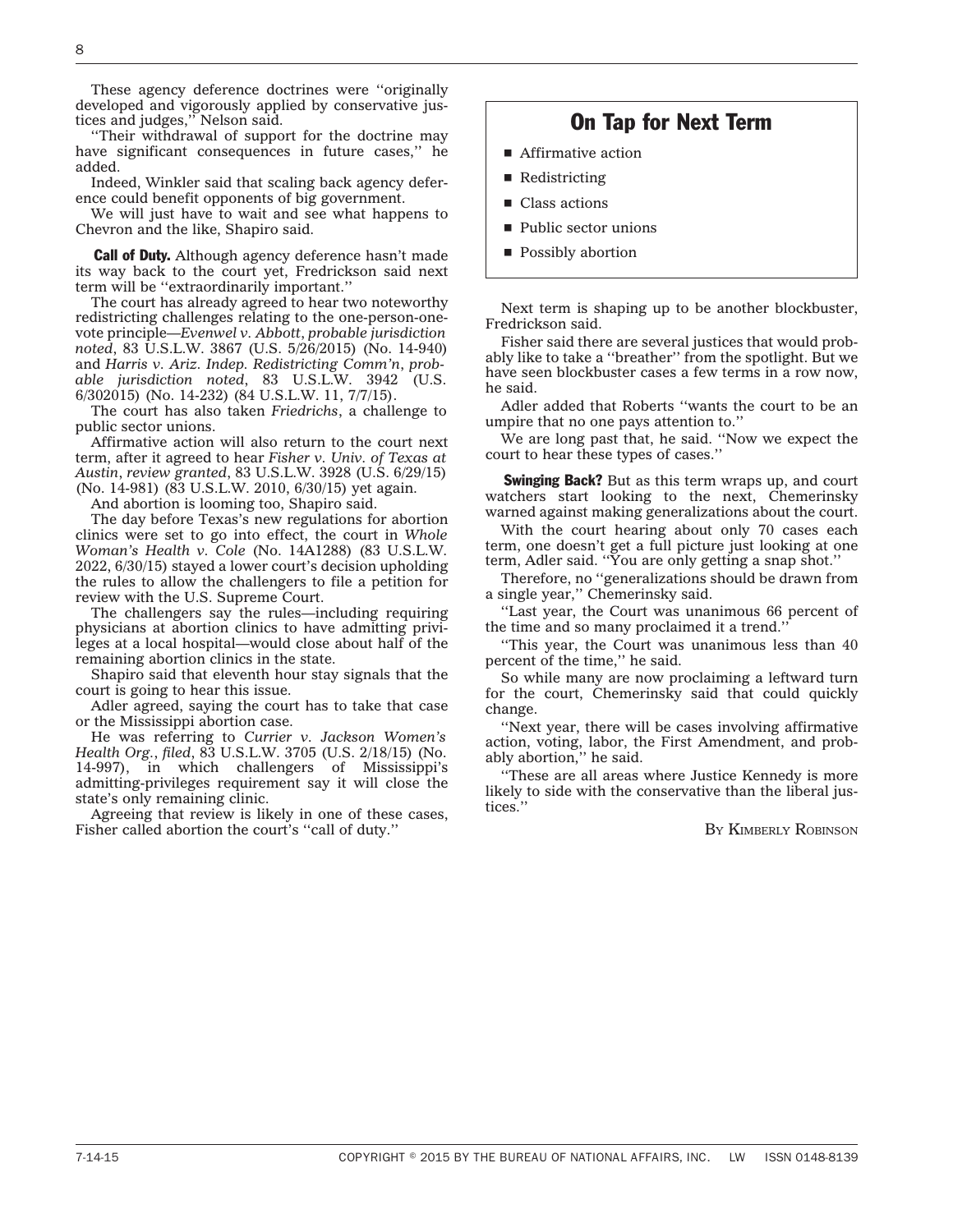These agency deference doctrines were ''originally developed and vigorously applied by conservative justices and judges,'' Nelson said.

''Their withdrawal of support for the doctrine may have significant consequences in future cases,'' he added.

Indeed, Winkler said that scaling back agency deference could benefit opponents of big government.

We will just have to wait and see what happens to Chevron and the like, Shapiro said.

**Call of Duty.** Although agency deference hasn't made its way back to the court yet, Fredrickson said next term will be ''extraordinarily important.''

The court has already agreed to hear two noteworthy redistricting challenges relating to the one-person-one-vote principle—*Evenwel v. Abbott*, *probable jurisdiction noted*, 83 U.S.L.W. 3867 (U.S. 5/26/2015) (No. 14-940) and *Harris v. Ariz. Indep. Redistricting Comm'n*, *probable jurisdiction noted*, 83 U.S.L.W. 3942 (U.S. 6/302015) (No. 14-232) (84 U.S.L.W. 11, 7/7/15).

The court has also taken *Friedrichs*, a challenge to public sector unions.

Affirmative action will also return to the court next term, after it agreed to hear *Fisher v. Univ. of Texas at Austin*, *review granted*, 83 U.S.L.W. 3928 (U.S. 6/29/15) (No. 14-981) (83 U.S.L.W. 2010, 6/30/15) yet again.

And abortion is looming too, Shapiro said.

The day before Texas's new regulations for abortion clinics were set to go into effect, the court in *Whole Woman's Health v. Cole* (No. 14A1288) (83 U.S.L.W. 2022, 6/30/15) stayed a lower court's decision upholding the rules to allow the challengers to file a petition for review with the U.S. Supreme Court.

The challengers say the rules—including requiring physicians at abortion clinics to have admitting privileges at a local hospital—would close about half of the remaining abortion clinics in the state.

Shapiro said that eleventh hour stay signals that the court is going to hear this issue.

Adler agreed, saying the court has to take that case or the Mississippi abortion case.

He was referring to *Currier v. Jackson Women's Health Org.*, *filed*, 83 U.S.L.W. 3705 (U.S. 2/18/15) (No. 14-997), in which challengers of Mississippi's admitting-privileges requirement say it will close the state's only remaining clinic.

Agreeing that review is likely in one of these cases, Fisher called abortion the court's ''call of duty.''

## On Tap for Next Term

- Affirmative action
- Redistricting
- Class actions
- Public sector unions
- Possibly abortion

Next term is shaping up to be another blockbuster, Fredrickson said.

Fisher said there are several justices that would probably like to take a ''breather'' from the spotlight. But we have seen blockbuster cases a few terms in a row now, he said.

Adler added that Roberts ''wants the court to be an umpire that no one pays attention to.''

We are long past that, he said. ''Now we expect the court to hear these types of cases.''

**Swinging Back?** But as this term wraps up, and court watchers start looking to the next, Chemerinsky warned against making generalizations about the court.

With the court hearing about only 70 cases each term, one doesn't get a full picture just looking at one term, Adler said. ''You are only getting a snap shot.''

Therefore, no ''generalizations should be drawn from a single year,'' Chemerinsky said.

''Last year, the Court was unanimous 66 percent of the time and so many proclaimed it a trend.''

''This year, the Court was unanimous less than 40 percent of the time,'' he said.

So while many are now proclaiming a leftward turn for the court, Chemerinsky said that could quickly change.

''Next year, there will be cases involving affirmative action, voting, labor, the First Amendment, and probably abortion,'' he said.

''These are all areas where Justice Kennedy is more likely to side with the conservative than the liberal justices.''

By Kimberly Robinson